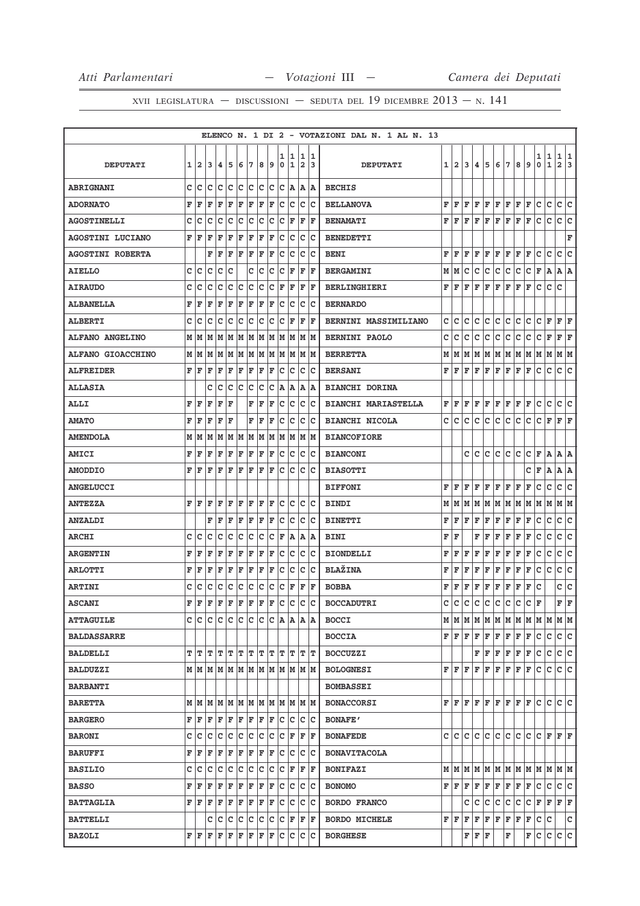ELENCO N. 1 DI 2 - VOTAZIONI DAL N. 1 AL N. 13

| DEPUTATI | 1 | 2 | 3 | 4 | 5 | 6 | 7 | 8 | 9 | 10 | 11 | 12 | 13 | DEPUTATI | 1 | 2 | 3 | 4 | 5 | 6 | 7 | 8 | 9 | 10 | 11 | 12 | 13 |
|---|---|---|---|---|---|---|---|---|---|---|---|---|---|---|---|---|---|---|---|---|---|---|---|---|---|---|---|
| ABRIGNANI | C | C | C | C | C | C | C | C | C | C | A | A | A | BECHIS | | | | | | | | | | | | | |
| ADORNATO | F | F | F | F | F | F | F | F | F | C | C | C | C | BELLANOVA | F | F | F | F | F | F | F | F | F | C | C | C | C |
| AGOSTINELLI | C | C | C | C | C | C | C | C | C | C | F | F | F | BENAMATI | F | F | F | F | F | F | F | F | F | C | C | C | C |
| AGOSTINI LUCIANO | F | F | F | F | F | F | F | F | F | C | C | C | C | BENEDETTI | | | | | | | | | | | | | F |
| AGOSTINI ROBERTA | | | F | F | F | F | F | F | F | C | C | C | C | BENI | F | F | F | F | F | F | F | F | F | C | C | C | C |
| AIELLO | C | C | C | C | C | | C | C | C | C | F | F | F | BERGAMINI | M | M | C | C | C | C | C | C | C | F | A | A | A |
| AIRAUDO | C | C | C | C | C | C | C | C | C | F | F | F | F | BERLINGHIERI | F | F | F | F | F | F | F | F | F | C | C | C | |
| ALBANELLA | F | F | F | F | F | F | F | F | F | C | C | C | C | BERNARDO | | | | | | | | | | | | | |
| ALBERTI | C | C | C | C | C | C | C | C | C | C | F | F | F | BERNINI MASSIMILIANO | C | C | C | C | C | C | C | C | C | C | F | F | F |
| ALFANO ANGELINO | M | M | M | M | M | M | M | M | M | M | M | M | M | BERNINI PAOLO | C | C | C | C | C | C | C | C | C | C | F | F | F |
| ALFANO GIOACCHINO | M | M | M | M | M | M | M | M | M | M | M | M | M | BERRETTA | M | M | M | M | M | M | M | M | M | M | M | M | M |
| ALFREIDER | F | F | F | F | F | F | F | F | F | C | C | C | C | BERSANI | F | F | F | F | F | F | F | F | F | C | C | C | C |
| ALLASIA | | | C | C | C | C | C | C | C | A | A | A | A | BIANCHI DORINA | | | | | | | | | | | | | |
| ALLI | F | F | F | F | F | | F | F | F | C | C | C | C | BIANCHI MARIASTELLA | F | F | F | F | F | F | F | F | F | C | C | C | C |
| AMATO | F | F | F | F | F | | F | F | F | C | C | C | C | BIANCHI NICOLA | C | C | C | C | C | C | C | C | C | C | F | F | F |
| AMENDOLA | M | M | M | M | M | M | M | M | M | M | M | M | M | BIANCOFIORE | | | | | | | | | | | | | |
| AMICI | F | F | F | F | F | F | F | F | F | C | C | C | C | BIANCONI | | | C | C | C | C | C | C | C | F | A | A | A |
| AMODDIO | F | F | F | F | F | F | F | F | F | C | C | C | C | BIASOTTI | | | | | | | | | C | F | A | A | A |
| ANGELUCCI | | | | | | | | | | | | | | BIFFONI | F | F | F | F | F | F | F | F | F | C | C | C | C |
| ANTEZZA | F | F | F | F | F | F | F | F | F | C | C | C | C | BINDI | M | M | M | M | M | M | M | M | M | M | M | M | M |
| ANZALDI | | | F | F | F | F | F | F | F | C | C | C | C | BINETTI | F | F | F | F | F | F | F | F | F | C | C | C | C |
| ARCHI | C | C | C | C | C | C | C | C | C | F | A | A | A | BINI | F | F | | F | F | F | F | F | F | C | C | C | C |
| ARGENTIN | F | F | F | F | F | F | F | F | F | C | C | C | C | BIONDELLI | F | F | F | F | F | F | F | F | F | C | C | C | C |
| ARLOTTI | F | F | F | F | F | F | F | F | F | C | C | C | C | BLAŽINA | F | F | F | F | F | F | F | F | F | C | C | C | C |
| ARTINI | C | C | C | C | C | C | C | C | C | C | F | F | F | BOBBA | F | F | F | F | F | F | F | F | F | C | | C | C |
| ASCANI | F | F | F | F | F | F | F | F | F | C | C | C | C | BOCCADUTRI | C | C | C | C | C | C | C | C | C | F | | F | F |
| ATTAGUILE | C | C | C | C | C | C | C | C | C | A | A | A | A | BOCCI | M | M | M | M | M | M | M | M | M | M | M | M | M |
| BALDASSARRE | | | | | | | | | | | | | | BOCCIA | F | F | F | F | F | F | F | F | F | C | C | C | C |
| BALDELLI | T | T | T | T | T | T | T | T | T | T | T | T | T | BOCCUZZI | | | | F | F | F | F | F | F | C | C | C | C |
| BALDUZZI | M | M | M | M | M | M | M | M | M | M | M | M | M | BOLOGNESI | F | F | F | F | F | F | F | F | F | C | C | C | C |
| BARBANTI | | | | | | | | | | | | | | BOMBASSEI | | | | | | | | | | | | | |
| BARETTA | M | M | M | M | M | M | M | M | M | M | M | M | M | BONACCORSI | F | F | F | F | F | F | F | F | F | C | C | C | C |
| BARGERO | F | F | F | F | F | F | F | F | F | C | C | C | C | BONAFE' | | | | | | | | | | | | | |
| BARONI | C | C | C | C | C | C | C | C | C | C | F | F | F | BONAFEDE | C | C | C | C | C | C | C | C | C | C | F | F | F |
| BARUFFI | F | F | F | F | F | F | F | F | F | C | C | C | C | BONAVITACOLA | | | | | | | | | | | | | |
| BASILIO | C | C | C | C | C | C | C | C | C | C | F | F | F | BONIFAZI | M | M | M | M | M | M | M | M | M | M | M | M | M |
| BASSO | F | F | F | F | F | F | F | F | F | C | C | C | C | BONOMO | F | F | F | F | F | F | F | F | F | C | C | C | C |
| BATTAGLIA | F | F | F | F | F | F | F | F | F | C | C | C | C | BORDO FRANCO | | | C | C | C | C | C | C | C | F | F | F | F |
| BATTELLI | | | C | C | C | C | C | C | C | C | F | F | F | BORDO MICHELE | F | F | F | F | F | F | F | F | F | C | C | | C |
| BAZOLI | F | F | F | F | F | F | F | F | F | C | C | C | C | BORGHESE | | | F | F | F | | F | | F | C | C | C | C |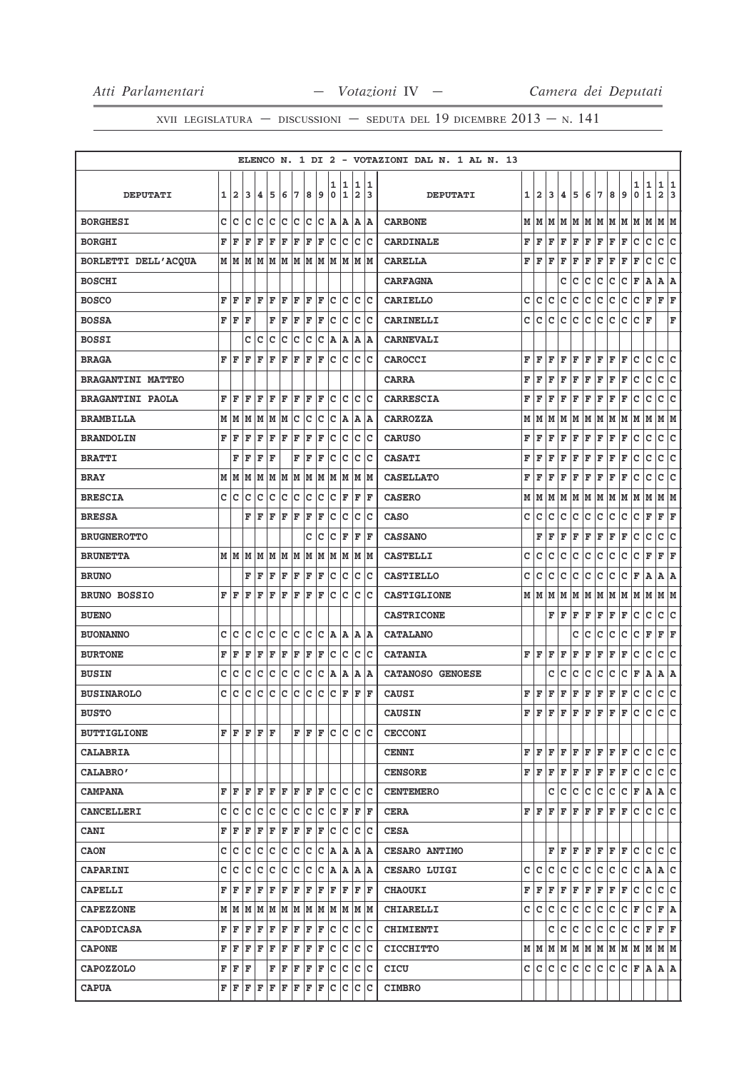ELENCO N. 1 DI 2 - VOTAZIONI DAL N. 1 AL N. 13

| DEPUTATI | 1 | 2 | 3 | 4 | 5 | 6 | 7 | 8 | 9 | 10 | 11 | 12 | 13 | DEPUTATI | 1 | 2 | 3 | 4 | 5 | 6 | 7 | 8 | 9 | 10 | 11 | 12 | 13 |
|---|---|---|---|---|---|---|---|---|---|---|---|---|---|---|---|---|---|---|---|---|---|---|---|---|---|---|---|
| BORGHESI | C | C | C | C | C | C | C | C | C | A | A | A | A | CARBONE | M | M | M | M | M | M | M | M | M | M | M | M | M |
| BORGHI | F | F | F | F | F | F | F | F | F | C | C | C | C | CARDINALE | F | F | F | F | F | F | F | F | F | C | C | C | C |
| BORLETTI DELL'ACQUA | M | M | M | M | M | M | M | M | M | M | M | M | M | CARELLA | F | F | F | F | F | F | F | F | F | F | C | C | C |
| BOSCHI | | | | | | | | | | | | | | CARFAGNA | | | | C | C | C | C | C | C | F | A | A | A |
| BOSCO | F | F | F | F | F | F | F | F | F | C | C | C | C | CARIELLO | C | C | C | C | C | C | C | C | C | C | F | F | F |
| BOSSA | F | F | F | | F | F | F | F | F | C | C | C | C | CARINELLI | C | C | C | C | C | C | C | C | C | C | F | | F |
| BOSSI | | | C | C | C | C | C | C | C | A | A | A | A | CARNEVALI | | | | | | | | | | | | | |
| BRAGA | F | F | F | F | F | F | F | F | F | C | C | C | C | CAROCCI | F | F | F | F | F | F | F | F | F | C | C | C | C |
| BRAGANTINI MATTEO | | | | | | | | | | | | | | CARRA | F | F | F | F | F | F | F | F | F | C | C | C | C |
| BRAGANTINI PAOLA | F | F | F | F | F | F | F | F | F | C | C | C | C | CARRESCIA | F | F | F | F | F | F | F | F | F | C | C | C | C |
| BRAMBILLA | M | M | M | M | M | M | C | C | C | C | A | A | A | CARROZZA | M | M | M | M | M | M | M | M | M | M | M | M | M |
| BRANDOLIN | F | F | F | F | F | F | F | F | F | C | C | C | C | CARUSO | F | F | F | F | F | F | F | F | F | C | C | C | C |
| BRATTI | | F | F | F | F | | F | F | F | C | C | C | C | CASATI | F | F | F | F | F | F | F | F | F | C | C | C | C |
| BRAY | M | M | M | M | M | M | M | M | M | M | M | M | M | CASELLATO | F | F | F | F | F | F | F | F | F | C | C | C | C |
| BRESCIA | C | C | C | C | C | C | C | C | C | C | F | F | F | CASERO | M | M | M | M | M | M | M | M | M | M | M | M | M |
| BRESSA | | | F | F | F | F | F | F | F | C | C | C | C | CASO | C | C | C | C | C | C | C | C | C | C | F | F | F |
| BRUGNEROTTO | | | | | | | | C | C | C | F | F | F | CASSANO | | F | F | F | F | F | F | F | F | C | C | C | C |
| BRUNETTA | M | M | M | M | M | M | M | M | M | M | M | M | M | CASTELLI | C | C | C | C | C | C | C | C | C | C | F | F | F |
| BRUNO | | | F | F | F | F | F | F | F | C | C | C | C | CASTIELLO | C | C | C | C | C | C | C | C | C | F | A | A | A |
| BRUNO BOSSIO | F | F | F | F | F | F | F | F | F | C | C | C | C | CASTIGLIONE | M | M | M | M | M | M | M | M | M | M | M | M | M |
| BUENO | | | | | | | | | | | | | | CASTRICONE | | | F | F | F | F | F | F | F | C | C | C | C |
| BUONANNO | C | C | C | C | C | C | C | C | C | A | A | A | A | CATALANO | | | | | C | C | C | C | C | C | F | F | F |
| BURTONE | F | F | F | F | F | F | F | F | F | C | C | C | C | CATANIA | F | F | F | F | F | F | F | F | F | C | C | C | C |
| BUSIN | C | C | C | C | C | C | C | C | C | A | A | A | A | CATANOSO GENOESE | | | C | C | C | C | C | C | C | F | A | A | A |
| BUSINAROLO | C | C | C | C | C | C | C | C | C | C | F | F | F | CAUSI | F | F | F | F | F | F | F | F | F | C | C | C | C |
| BUSTO | | | | | | | | | | | | | | CAUSIN | F | F | F | F | F | F | F | F | F | C | C | C | C |
| BUTTIGLIONE | F | F | F | F | F | | F | F | F | C | C | C | C | CECCONI | | | | | | | | | | | | | |
| CALABRIA | | | | | | | | | | | | | | CENNI | F | F | F | F | F | F | F | F | F | C | C | C | C |
| CALABRO' | | | | | | | | | | | | | | CENSORE | F | F | F | F | F | F | F | F | F | C | C | C | C |
| CAMPANA | F | F | F | F | F | F | F | F | F | C | C | C | C | CENTEMERO | | | C | C | C | C | C | C | C | F | A | A | C |
| CANCELLERI | C | C | C | C | C | C | C | C | C | C | F | F | F | CERA | F | F | F | F | F | F | F | F | F | C | C | C | C |
| CANI | F | F | F | F | F | F | F | F | F | C | C | C | C | CESA | | | | | | | | | | | | | |
| CAON | C | C | C | C | C | C | C | C | C | A | A | A | A | CESARO ANTIMO | | | F | F | F | F | F | F | F | C | C | C | C |
| CAPARINI | C | C | C | C | C | C | C | C | C | A | A | A | A | CESARO LUIGI | C | C | C | C | C | C | C | C | C | C | A | A | C |
| CAPELLI | F | F | F | F | F | F | F | F | F | F | F | F | F | CHAOUKI | F | F | F | F | F | F | F | F | F | C | C | C | C |
| CAPEZZONE | M | M | M | M | M | M | M | M | M | M | M | M | M | CHIARELLI | C | C | C | C | C | C | C | C | C | F | C | F | A |
| CAPODICASA | F | F | F | F | F | F | F | F | F | C | C | C | C | CHIMIENTI | | | C | C | C | C | C | C | C | C | F | F | F |
| CAPONE | F | F | F | F | F | F | F | F | F | C | C | C | C | CICCHITTO | M | M | M | M | M | M | M | M | M | M | M | M | M |
| CAPOZZOLO | F | F | F | | F | F | F | F | F | C | C | C | C | CICU | C | C | C | C | C | C | C | C | C | F | A | A | A |
| CAPUA | F | F | F | F | F | F | F | F | F | C | C | C | C | CIMBRO | | | | | | | | | | | | | |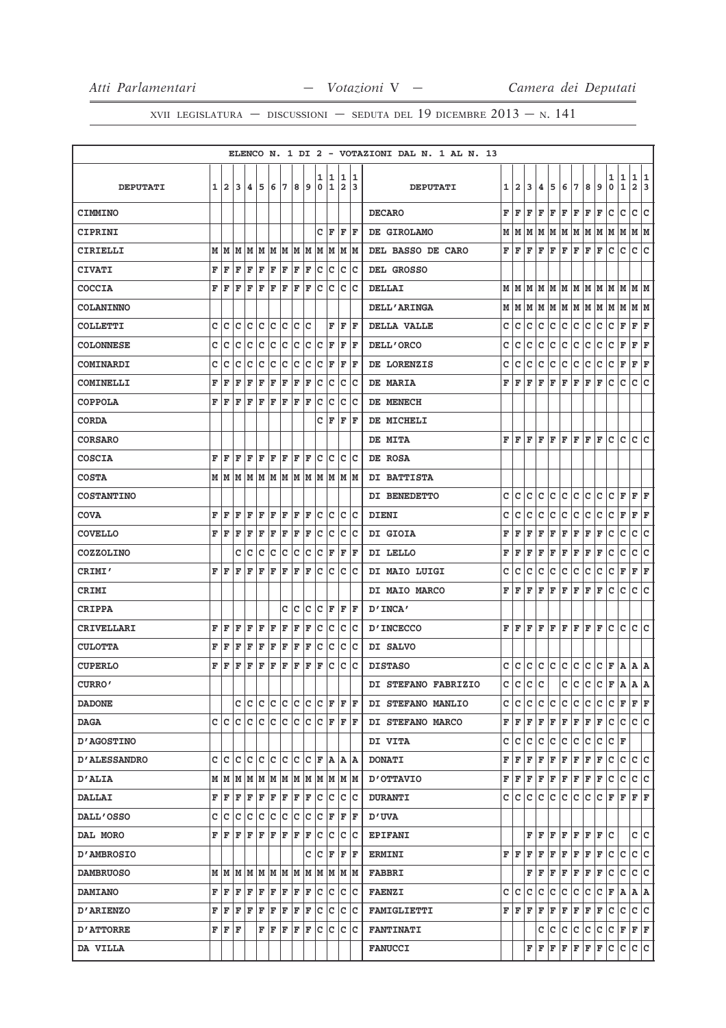ELENCO N. 1 DI 2 - VOTAZIONI DAL N. 1 AL N. 13

| DEPUTATI | 1 | 2 | 3 | 4 | 5 | 6 | 7 | 8 | 9 | 10 | 11 | 12 | 13 | DEPUTATI | 1 | 2 | 3 | 4 | 5 | 6 | 7 | 8 | 9 | 10 | 11 | 12 | 13 |
|---|---|---|---|---|---|---|---|---|---|---|---|---|---|---|---|---|---|---|---|---|---|---|---|---|---|---|---|
| CIMMINO | | | | | | | | | | | | | | DECARO | F | F | F | F | F | F | F | F | F | C | C | C | C |
| CIPRINI | | | | | | | | | | C | F | F | F | DE GIROLAMO | M | M | M | M | M | M | M | M | M | M | M | M | M |
| CIRIELLI | M | M | M | M | M | M | M | M | M | M | M | M | M | DEL BASSO DE CARO | F | F | F | F | F | F | F | F | F | C | C | C | C |
| CIVATI | F | F | F | F | F | F | F | F | F | C | C | C | C | DEL GROSSO | | | | | | | | | | | | | |
| COCCIA | F | F | F | F | F | F | F | F | F | C | C | C | C | DELLAI | M | M | M | M | M | M | M | M | M | M | M | M | M |
| COLANINNO | | | | | | | | | | | | | | DELL'ARINGA | M | M | M | M | M | M | M | M | M | M | M | M | M |
| COLLETTI | C | C | C | C | C | C | C | C | C | | F | F | F | DELLA VALLE | C | C | C | C | C | C | C | C | C | C | F | F | F |
| COLONNESE | C | C | C | C | C | C | C | C | C | C | F | F | F | DELL'ORCO | C | C | C | C | C | C | C | C | C | C | F | F | F |
| COMINARDI | C | C | C | C | C | C | C | C | C | C | F | F | F | DE LORENZIS | C | C | C | C | C | C | C | C | C | C | F | F | F |
| COMINELLI | F | F | F | F | F | F | F | F | F | C | C | C | C | DE MARIA | F | F | F | F | F | F | F | F | F | C | C | C | C |
| COPPOLA | F | F | F | F | F | F | F | F | F | C | C | C | C | DE MENECH | | | | | | | | | | | | | |
| CORDA | | | | | | | | | | C | F | F | F | DE MICHELI | | | | | | | | | | | | | |
| CORSARO | | | | | | | | | | | | | | DE MITA | F | F | F | F | F | F | F | F | F | C | C | C | C |
| COSCIA | F | F | F | F | F | F | F | F | F | C | C | C | C | DE ROSA | | | | | | | | | | | | | |
| COSTA | M | M | M | M | M | M | M | M | M | M | M | M | M | DI BATTISTA | | | | | | | | | | | | | |
| COSTANTINO | | | | | | | | | | | | | | DI BENEDETTO | C | C | C | C | C | C | C | C | C | C | F | F | F |
| COVA | F | F | F | F | F | F | F | F | F | C | C | C | C | DIENI | C | C | C | C | C | C | C | C | C | C | F | F | F |
| COVELLO | F | F | F | F | F | F | F | F | F | C | C | C | C | DI GIOIA | F | F | F | F | F | F | F | F | F | C | C | C | C |
| COZZOLINO | | | C | C | C | C | C | C | C | C | F | F | F | DI LELLO | F | F | F | F | F | F | F | F | F | C | C | C | C |
| CRIMI' | F | F | F | F | F | F | F | F | F | C | C | C | C | DI MAIO LUIGI | C | C | C | C | C | C | C | C | C | C | F | F | F |
| CRIMI | | | | | | | | | | | | | | DI MAIO MARCO | F | F | F | F | F | F | F | F | F | C | C | C | C |
| CRIPPA | | | | | | | | C | C | C | F | F | F | D'INCA' | | | | | | | | | | | | | |
| CRIVELLARI | F | F | F | F | F | F | F | F | F | C | C | C | C | D'INCECCO | F | F | F | F | F | F | F | F | F | C | C | C | C |
| CULOTTA | F | F | F | F | F | F | F | F | F | C | C | C | C | DI SALVO | | | | | | | | | | | | | |
| CUPERLO | F | F | F | F | F | F | F | F | F | F | C | C | C | DISTASO | C | C | C | C | C | C | C | C | C | F | A | A | A |
| CURRO' | | | | | | | | | | | | | | DI STEFANO FABRIZIO | C | C | C | C | | C | C | C | C | F | A | A | A |
| DADONE | | | C | C | C | C | C | C | C | C | F | F | F | DI STEFANO MANLIO | C | C | C | C | C | C | C | C | C | C | F | F | F |
| DAGA | C | C | C | C | C | C | C | C | C | C | F | F | F | DI STEFANO MARCO | F | F | F | F | F | F | F | F | F | C | C | C | C |
| D'AGOSTINO | | | | | | | | | | | | | | DI VITA | C | C | C | C | C | C | C | C | C | C | F | | |
| D'ALESSANDRO | C | C | C | C | C | C | C | C | C | F | A | A | A | DONATI | F | F | F | F | F | F | F | F | F | C | C | C | C |
| D'ALIA | M | M | M | M | M | M | M | M | M | M | M | M | M | D'OTTAVIO | F | F | F | F | F | F | F | F | F | C | C | C | C |
| DALLAI | F | F | F | F | F | F | F | F | F | C | C | C | C | DURANTI | C | C | C | C | C | C | C | C | C | F | F | F | F |
| DALL'OSSO | C | C | C | C | C | C | C | C | C | C | F | F | F | D'UVA | | | | | | | | | | | | | |
| DAL MORO | F | F | F | F | F | F | F | F | F | C | C | C | C | EPIFANI | | | F | F | F | F | F | F | F | C | | C | C |
| D'AMBROSIO | | | | | | | | | | C | C | F | F | F | ERMINI | F | F | F | F | F | F | F | F | F | C | C | C | C |
| DAMBRUOSO | M | M | M | M | M | M | M | M | M | M | M | M | M | FABBRI | | | F | F | F | F | F | F | F | C | C | C | C |
| DAMIANO | F | F | F | F | F | F | F | F | F | C | C | C | C | FAENZI | C | C | C | C | C | C | C | C | C | F | A | A | A |
| D'ARIENZO | F | F | F | F | F | F | F | F | F | C | C | C | C | FAMIGLIETTI | F | F | F | F | F | F | F | F | F | C | C | C | C |
| D'ATTORRE | F | F | F | | F | F | F | F | F | C | C | C | C | FANTINATI | | | | C | C | C | C | C | C | C | F | F | F |
| DA VILLA | | | | | | | | | | | | | | FANUCCI | | | F | F | F | F | F | F | F | C | C | C | C |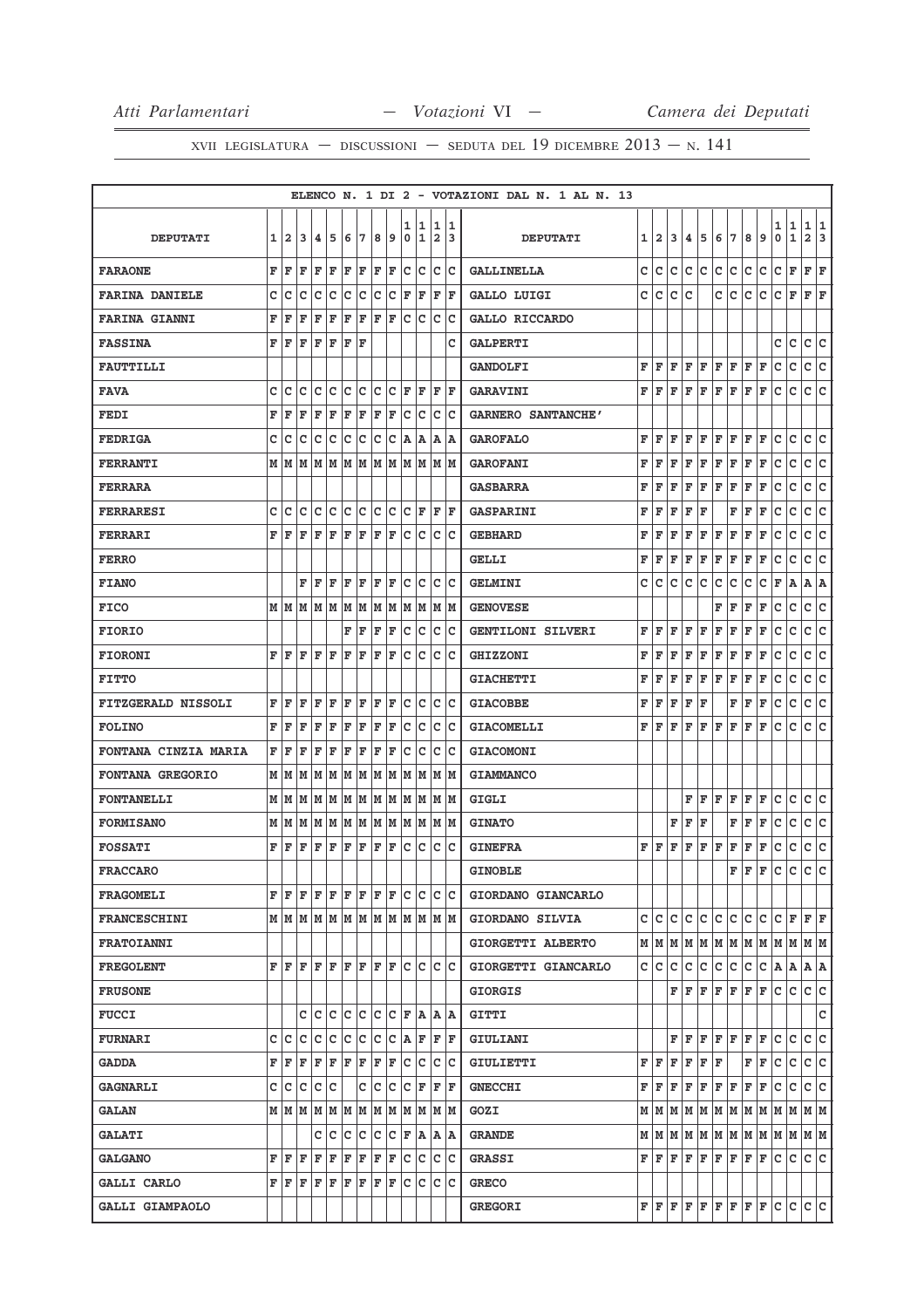ELENCO N. 1 DI 2 - VOTAZIONI DAL N. 1 AL N. 13

| DEPUTATI | 1 | 2 | 3 | 4 | 5 | 6 | 7 | 8 | 9 | 10 | 11 | 12 | 13 |
|---|---|---|---|---|---|---|---|---|---|---|---|---|---|
| **FARAONE** | F | F | F | F | F | F | F | F | F | C | C | C | C |
| **FARINA DANIELE** | C | C | C | C | C | C | C | C | C | F | F | F | F |
| **FARINA GIANNI** | F | F | F | F | F | F | F | F | F | C | C | C | C |
| **FASSINA** | F | F | F | F | F | F | F | | | | | | C |
| **FAUTTILLI** | | | | | | | | | | | | | |
| **FAVA** | C | C | C | C | C | C | C | C | C | F | F | F | F |
| **FEDI** | F | F | F | F | F | F | F | F | F | C | C | C | C |
| **FEDRIGA** | C | C | C | C | C | C | C | C | C | A | A | A | A |
| **FERRANTI** | M | M | M | M | M | M | M | M | M | M | M | M | M |
| **FERRARA** | | | | | | | | | | | | | |
| **FERRARESI** | C | C | C | C | C | C | C | C | C | C | F | F | F |
| **FERRARI** | F | F | F | F | F | F | F | F | F | C | C | C | C |
| **FERRO** | | | | | | | | | | | | | |
| **FIANO** | | | F | F | F | F | F | F | F | C | C | C | C |
| **FICO** | M | M | M | M | M | M | M | M | M | M | M | M | M |
| **FIORIO** | | | | | | | F | F | F | C | C | C | C |
| **FIORONI** | F | F | F | F | F | F | F | F | F | C | C | C | C |
| **FITTO** | | | | | | | | | | | | | |
| **FITZGERALD NISSOLI** | F | F | F | F | F | F | F | F | F | C | C | C | C |
| **FOLINO** | F | F | F | F | F | F | F | F | F | C | C | C | C |
| **FONTANA CINZIA MARIA** | F | F | F | F | F | F | F | F | F | C | C | C | C |
| **FONTANA GREGORIO** | M | M | M | M | M | M | M | M | M | M | M | M | M |
| **FONTANELLI** | M | M | M | M | M | M | M | M | M | M | M | M | M |
| **FORMISANO** | M | M | M | M | M | M | M | M | M | M | M | M | M |
| **FOSSATI** | F | F | F | F | F | F | F | F | F | C | C | C | C |
| **FRACCARO** | | | | | | | | | | | | | |
| **FRAGOMELI** | F | F | F | F | F | F | F | F | F | C | C | C | C |
| **FRANCESCHINI** | M | M | M | M | M | M | M | M | M | M | M | M | M |
| **FRATOIANNI** | | | | | | | | | | | | | |
| **FREGOLENT** | F | F | F | F | F | F | F | F | F | C | C | C | C |
| **FRUSONE** | | | | | | | | | | | | | |
| **FUCCI** | | | C | C | C | C | C | C | C | F | A | A | A |
| **FURNARI** | C | C | C | C | C | C | C | C | C | A | F | F | F |
| **GADDA** | F | F | F | F | F | F | F | F | F | C | C | C | C |
| **GAGNARLI** | C | C | C | C | C | | C | C | C | C | F | F | F |
| **GALAN** | M | M | M | M | M | M | M | M | M | M | M | M | M |
| **GALATI** | | | | C | C | C | C | C | C | F | A | A | A |
| **GALGANO** | F | F | F | F | F | F | F | F | F | C | C | C | C |
| **GALLI CARLO** | F | F | F | F | F | F | F | F | F | C | C | C | C |
| **GALLI GIAMPAOLO** | | | | | | | | | | | | | |
| **GALLINELLA** | C | C | C | C | C | C | C | C | C | C | F | F | F |
| **GALLO LUIGI** | C | C | C | C | | C | C | C | C | C | F | F | F |
| **GALLO RICCARDO** | | | | | | | | | | | | | |
| **GALPERTI** | | | | | | | | | | C | C | C | C |
| **GANDOLFI** | F | F | F | F | F | F | F | F | F | C | C | C | C |
| **GARAVINI** | F | F | F | F | F | F | F | F | F | C | C | C | C |
| **GARNERO SANTANCHE'** | | | | | | | | | | | | | |
| **GAROFALO** | F | F | F | F | F | F | F | F | F | C | C | C | C |
| **GAROFANI** | F | F | F | F | F | F | F | F | F | C | C | C | C |
| **GASBARRA** | F | F | F | F | F | F | F | F | F | C | C | C | C |
| **GASPARINI** | F | F | F | F | | F | F | F | F | C | C | C | C |
| **GEBHARD** | F | F | F | F | F | F | F | F | F | C | C | C | C |
| **GELLI** | F | F | F | F | F | F | F | F | F | C | C | C | C |
| **GELMINI** | C | C | C | C | C | C | C | C | C | F | A | A | A |
| **GENOVESE** | | | | | | F | F | F | F | C | C | C | C |
| **GENTILONI SILVERI** | F | F | F | F | F | F | F | F | F | C | C | C | C |
| **GHIZZONI** | F | F | F | F | F | F | F | F | F | C | C | C | C |
| **GIACHETTI** | F | F | F | F | F | F | F | F | F | C | C | C | C |
| **GIACOBBE** | F | F | F | F | | F | F | F | F | C | C | C | C |
| **GIACOMELLI** | F | F | F | F | F | F | F | F | F | C | C | C | C |
| **GIACOMONI** | | | | | | | | | | | | | |
| **GIAMMANCO** | | | | | | | | | | | | | |
| **GIGLI** | | | | F | F | F | F | F | F | C | C | C | C |
| **GINATO** | | | F | F | F | | F | F | F | C | C | C | C |
| **GINEFRA** | F | F | F | F | F | F | F | F | F | C | C | C | C |
| **GINOBLE** | | | | | | | F | F | F | C | C | C | C |
| **GIORDANO GIANCARLO** | | | | | | | | | | | | | |
| **GIORDANO SILVIA** | C | C | C | C | C | C | C | C | C | C | F | F | F |
| **GIORGETTI ALBERTO** | M | M | M | M | M | M | M | M | M | M | M | M | M |
| **GIORGETTI GIANCARLO** | C | C | C | C | C | C | C | C | C | A | A | A | A |
| **GIORGIS** | | | F | F | F | F | F | F | F | C | C | C | C |
| **GITTI** | | | | | | | | | | | | | C |
| **GIULIANI** | | | F | F | F | F | F | F | F | C | C | C | C |
| **GIULIETTI** | F | F | F | F | F | | | F | F | C | C | C | C |
| **GNECCHI** | F | F | F | F | F | F | F | F | F | C | C | C | C |
| **GOZI** | M | M | M | M | M | M | M | M | M | M | M | M | M |
| **GRANDE** | M | M | M | M | M | M | M | M | M | M | M | M | M |
| **GRASSI** | F | F | F | F | F | F | F | F | F | C | C | C | C |
| **GRECO** | | | | | | | | | | | | | |
| **GREGORI** | F | F | F | F | F | F | F | F | F | C | C | C | C |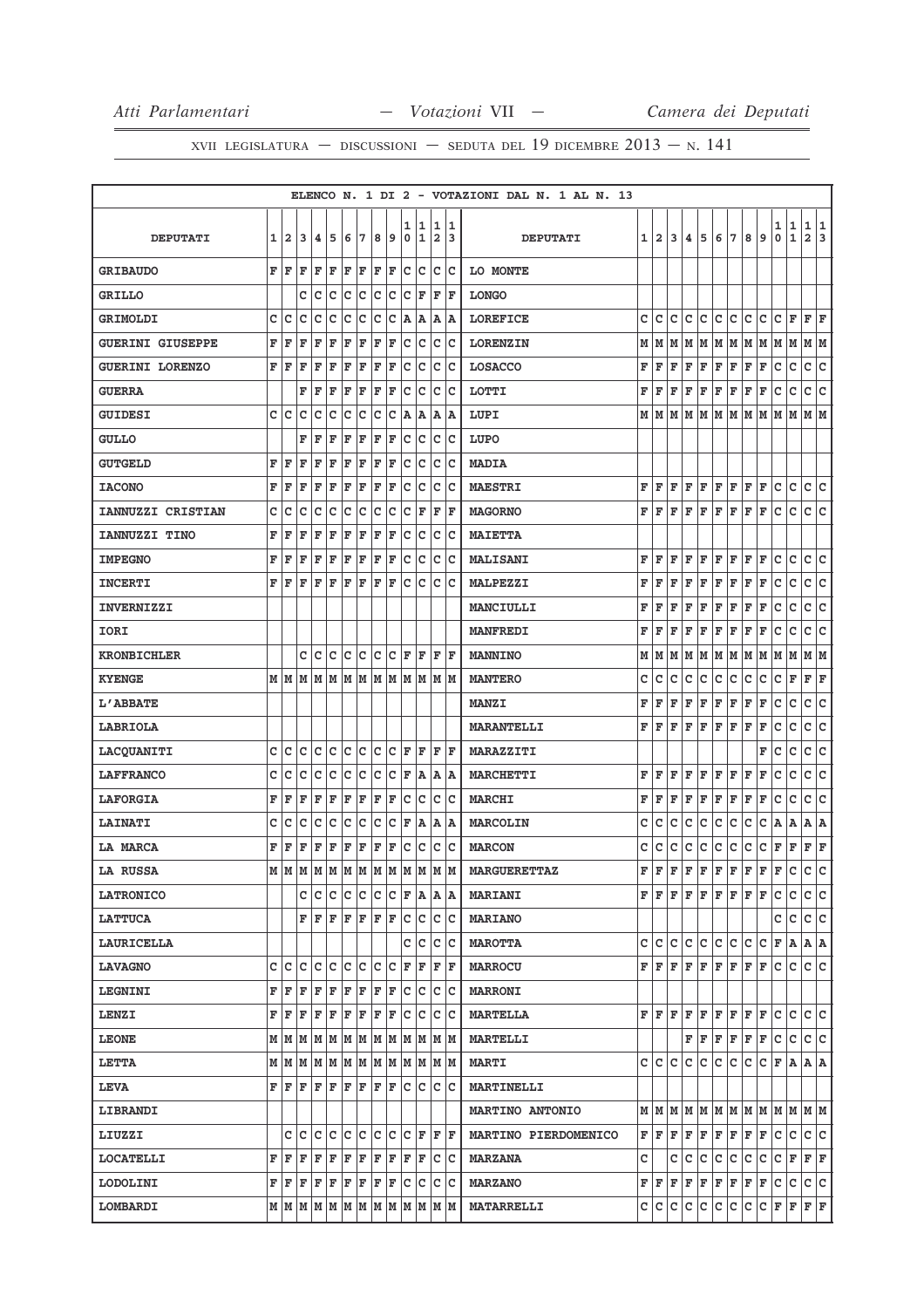ELENCO N. 1 DI 2 - VOTAZIONI DAL N. 1 AL N. 13

| DEPUTATI | 1 | 2 | 3 | 4 | 5 | 6 | 7 | 8 | 9 | 10 | 11 | 12 | 13 | DEPUTATI | 1 | 2 | 3 | 4 | 5 | 6 | 7 | 8 | 9 | 10 | 11 | 12 | 13 |
|---|---|---|---|---|---|---|---|---|---|---|---|---|---|---|---|---|---|---|---|---|---|---|---|---|---|---|---|
| GRIBAUDO | F | F | F | F | F | F | F | F | F | C | C | C | C | LO MONTE | | | | | | | | | | | | | |
| GRILLO | | | C | C | C | C | C | C | C | C | F | F | F | LONGO | | | | | | | | | | | | | |
| GRIMOLDI | C | C | C | C | C | C | C | C | C | A | A | A | A | LOREFICE | C | C | C | C | C | C | C | C | C | C | F | F | F |
| GUERINI GIUSEPPE | F | F | F | F | F | F | F | F | F | C | C | C | C | LORENZIN | M | M | M | M | M | M | M | M | M | M | M | M | M |
| GUERINI LORENZO | F | F | F | F | F | F | F | F | F | C | C | C | C | LOSACCO | F | F | F | F | F | F | F | F | F | C | C | C | C |
| GUERRA | | | F | F | F | F | F | F | F | C | C | C | C | LOTTI | F | F | F | F | F | F | F | F | F | C | C | C | C |
| GUIDESI | C | C | C | C | C | C | C | C | C | A | A | A | A | LUPI | M | M | M | M | M | M | M | M | M | M | M | M | M |
| GULLO | | | F | F | F | F | F | F | F | C | C | C | C | LUPO | | | | | | | | | | | | | |
| GUTGELD | F | F | F | F | F | F | F | F | F | C | C | C | C | MADIA | | | | | | | | | | | | | |
| IACONO | F | F | F | F | F | F | F | F | F | C | C | C | C | MAESTRI | F | F | F | F | F | F | F | F | F | C | C | C | C |
| IANNUZZI CRISTIAN | C | C | C | C | C | C | C | C | C | C | F | F | F | MAGORNO | F | F | F | F | F | F | F | F | F | C | C | C | C |
| IANNUZZI TINO | F | F | F | F | F | F | F | F | F | C | C | C | C | MAIETTA | | | | | | | | | | | | | |
| IMPEGNO | F | F | F | F | F | F | F | F | F | C | C | C | C | MALISANI | F | F | F | F | F | F | F | F | F | C | C | C | C |
| INCERTI | F | F | F | F | F | F | F | F | F | C | C | C | C | MALPEZZI | F | F | F | F | F | F | F | F | F | C | C | C | C |
| INVERNIZZI | | | | | | | | | | | | | | MANCIULLI | F | F | F | F | F | F | F | F | F | C | C | C | C |
| IORI | | | | | | | | | | | | | | MANFREDI | F | F | F | F | F | F | F | F | F | C | C | C | C |
| KRONBICHLER | | | C | C | C | C | C | C | C | F | F | F | F | MANNINO | M | M | M | M | M | M | M | M | M | M | M | M | M |
| KYENGE | M | M | M | M | M | M | M | M | M | M | M | M | M | MANTERO | C | C | C | C | C | C | C | C | C | C | F | F | F |
| L'ABBATE | | | | | | | | | | | | | | MANZI | F | F | F | F | F | F | F | F | F | C | C | C | C |
| LABRIOLA | | | | | | | | | | | | | | MARANTELLI | F | F | F | F | F | F | F | F | F | C | C | C | C |
| LACQUANITI | C | C | C | C | C | C | C | C | C | F | F | F | F | MARAZZITI | | | | | | | | | F | C | C | C | C |
| LAFFRANCO | C | C | C | C | C | C | C | C | C | F | A | A | A | MARCHETTI | F | F | F | F | F | F | F | F | F | C | C | C | C |
| LAFORGIA | F | F | F | F | F | F | F | F | F | C | C | C | C | MARCHI | F | F | F | F | F | F | F | F | F | C | C | C | C |
| LAINATI | C | C | C | C | C | C | C | C | C | F | A | A | A | MARCOLIN | C | C | C | C | C | C | C | C | C | A | A | A | A |
| LA MARCA | F | F | F | F | F | F | F | F | F | C | C | C | C | MARCON | C | C | C | C | C | C | C | C | C | F | F | F | F |
| LA RUSSA | M | M | M | M | M | M | M | M | M | M | M | M | M | MARGUERETTAZ | F | F | F | F | F | F | F | F | F | F | C | C | C |
| LATRONICO | | | C | C | C | C | C | C | C | F | A | A | A | MARIANI | F | F | F | F | F | F | F | F | F | C | C | C | C |
| LATTUCA | | | F | F | F | F | F | F | F | C | C | C | C | MARIANO | | | | | | | | | | C | C | C | C |
| LAURICELLA | | | | | | | | | | C | C | C | C | MAROTTA | C | C | C | C | C | C | C | C | C | F | A | A | A |
| LAVAGNO | C | C | C | C | C | C | C | C | C | F | F | F | F | MARROCU | F | F | F | F | F | F | F | F | F | C | C | C | C |
| LEGNINI | F | F | F | F | F | F | F | F | F | C | C | C | C | MARRONI | | | | | | | | | | | | | |
| LENZI | F | F | F | F | F | F | F | F | F | C | C | C | C | MARTELLA | F | F | F | F | F | F | F | F | F | C | C | C | C |
| LEONE | M | M | M | M | M | M | M | M | M | M | M | M | M | MARTELLI | | | | F | F | F | F | F | F | C | C | C | C |
| LETTA | M | M | M | M | M | M | M | M | M | M | M | M | M | MARTI | C | C | C | C | C | C | C | C | C | F | A | A | A |
| LEVA | F | F | F | F | F | F | F | F | F | C | C | C | C | MARTINELLI | | | | | | | | | | | | | |
| LIBRANDI | | | | | | | | | | | | | | MARTINO ANTONIO | M | M | M | M | M | M | M | M | M | M | M | M | M |
| LIUZZI | | C | C | C | C | C | C | C | C | C | F | F | F | MARTINO PIERDOMENICO | F | F | F | F | F | F | F | F | F | C | C | C | C |
| LOCATELLI | F | F | F | F | F | F | F | F | F | F | F | C | C | MARZANA | C | | C | C | C | C | C | C | C | C | F | F | F |
| LODOLINI | F | F | F | F | F | F | F | F | F | C | C | C | C | MARZANO | F | F | F | F | F | F | F | F | F | C | C | C | C |
| LOMBARDI | M | M | M | M | M | M | M | M | M | M | M | M | M | MATARRELLI | C | C | C | C | C | C | C | C | C | F | F | F | F |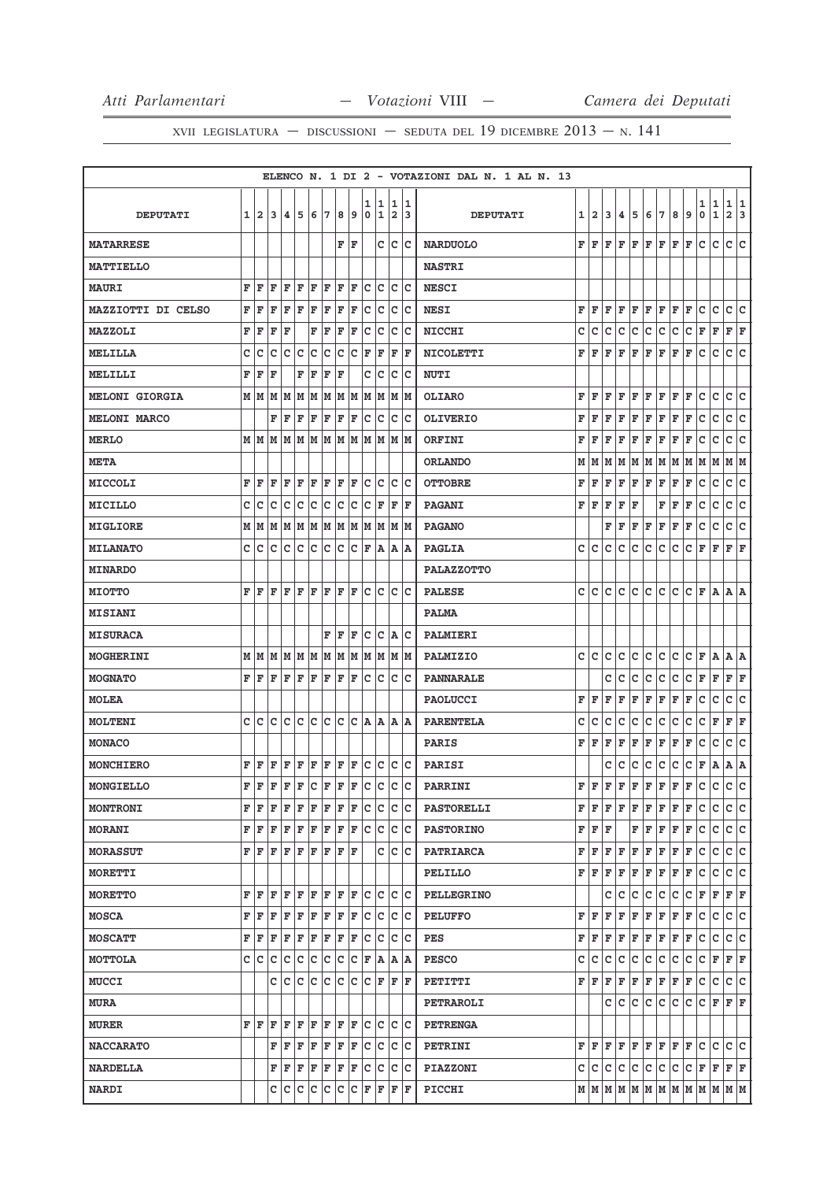ELENCO N. 1 DI 2 - VOTAZIONI DAL N. 1 AL N. 13

| DEPUTATI | 1 | 2 | 3 | 4 | 5 | 6 | 7 | 8 | 9 | 10 | 11 | 12 | 13 | DEPUTATI | 1 | 2 | 3 | 4 | 5 | 6 | 7 | 8 | 9 | 10 | 11 | 12 | 13 |
|---|---|---|---|---|---|---|---|---|---|---|---|---|---|---|---|---|---|---|---|---|---|---|---|---|---|---|---|
| MATARRESE | | | | | | | | F | F | | C | C | C | NARDUOLO | F | F | F | F | F | F | F | F | F | C | C | C | C |
| MATTIELLO | | | | | | | | | | | | | | NASTRI | | | | | | | | | | | | | |
| MAURI | F | F | F | F | F | F | F | F | F | C | C | C | C | NESCI | | | | | | | | | | | | | |
| MAZZIOTTI DI CELSO | F | F | F | F | F | F | F | F | F | C | C | C | C | NESI | F | F | F | F | F | F | F | F | F | C | C | C | C |
| MAZZOLI | F | F | F | F | | F | F | F | F | C | C | C | C | NICCHI | C | C | C | C | C | C | C | C | C | F | F | F | F |
| MELILLA | C | C | C | C | C | C | C | C | C | F | F | F | F | NICOLETTI | F | F | F | F | F | F | F | F | F | C | C | C | C |
| MELILLI | F | F | F | | F | F | F | F | | C | C | C | C | NUTI | | | | | | | | | | | | | |
| MELONI GIORGIA | M | M | M | M | M | M | M | M | M | M | M | M | M | OLIARO | F | F | F | F | F | F | F | F | F | C | C | C | C |
| MELONI MARCO | | | F | F | F | F | F | F | F | C | C | C | C | OLIVERIO | F | F | F | F | F | F | F | F | F | C | C | C | C |
| MERLO | M | M | M | M | M | M | M | M | M | M | M | M | M | ORFINI | F | F | F | F | F | F | F | F | F | C | C | C | C |
| META | | | | | | | | | | | | | | ORLANDO | M | M | M | M | M | M | M | M | M | M | M | M | M |
| MICCOLI | F | F | F | F | F | F | F | F | F | C | C | C | C | OTTOBRE | F | F | F | F | F | F | F | F | F | C | C | C | C |
| MICILLO | C | C | C | C | C | C | C | C | C | C | F | F | F | PAGANI | F | F | F | F | F | | F | F | F | C | C | C | C |
| MIGLIORE | M | M | M | M | M | M | M | M | M | M | M | M | M | PAGANO | | | F | F | F | F | F | F | F | C | C | C | C |
| MILANATO | C | C | C | C | C | C | C | C | C | F | A | A | A | PAGLIA | C | C | C | C | C | C | C | C | C | F | F | F | F |
| MINARDO | | | | | | | | | | | | | | PALAZZOTTO | | | | | | | | | | | | | |
| MIOTTO | F | F | F | F | F | F | F | F | F | C | C | C | C | PALESE | C | C | C | C | C | C | C | C | C | F | A | A | A |
| MISIANI | | | | | | | | | | | | | | PALMA | | | | | | | | | | | | | |
| MISURACA | | | | | | | | F | F | F | C | C | A | C | PALMIERI | | | | | | | | | | | | | |
| MOGHERINI | M | M | M | M | M | M | M | M | M | M | M | M | M | PALMIZIO | C | C | C | C | C | C | C | C | C | F | A | A | A |
| MOGNATO | F | F | F | F | F | F | F | F | F | C | C | C | C | PANNARALE | | | C | C | C | C | C | C | C | F | F | F | F |
| MOLEA | | | | | | | | | | | | | | PAOLUCCI | F | F | F | F | F | F | F | F | F | C | C | C | C |
| MOLTENI | C | C | C | C | C | C | C | C | C | A | A | A | A | PARENTELA | C | C | C | C | C | C | C | C | C | C | F | F | F |
| MONACO | | | | | | | | | | | | | | PARIS | F | F | F | F | F | F | F | F | F | C | C | C | C |
| MONCHIERO | F | F | F | F | F | F | F | F | F | C | C | C | C | PARISI | | | C | C | C | C | C | C | C | F | A | A | A |
| MONGIELLO | F | F | F | F | F | C | F | F | F | C | C | C | C | PARRINI | F | F | F | F | F | F | F | F | F | C | C | C | C |
| MONTRONI | F | F | F | F | F | F | F | F | F | C | C | C | C | PASTORELLI | F | F | F | F | F | F | F | F | F | C | C | C | C |
| MORANI | F | F | F | F | F | F | F | F | F | C | C | C | C | PASTORINO | F | F | F | | F | F | F | F | F | C | C | C | C |
| MORASSUT | F | F | F | F | F | F | F | F | F | | C | C | C | PATRIARCA | F | F | F | F | F | F | F | F | F | C | C | C | C |
| MORETTI | | | | | | | | | | | | | | PELILLO | F | F | F | F | F | F | F | F | F | C | C | C | C |
| MORETTO | F | F | F | F | F | F | F | F | F | C | C | C | C | PELLEGRINO | | | C | C | C | C | C | C | C | F | F | F | F |
| MOSCA | F | F | F | F | F | F | F | F | F | C | C | C | C | PELUFFO | F | F | F | F | F | F | F | F | F | C | C | C | C |
| MOSCATT | F | F | F | F | F | F | F | F | F | C | C | C | C | PES | F | F | F | F | F | F | F | F | F | C | C | C | C |
| MOTTOLA | C | C | C | C | C | C | C | C | C | F | A | A | A | PESCO | C | C | C | C | C | C | C | C | C | C | F | F | F |
| MUCCI | | | C | C | C | C | C | C | C | C | F | F | F | PETITTI | F | F | F | F | F | F | F | F | F | C | C | C | C |
| MURA | | | | | | | | | | | | | | PETRAROLI | | | C | C | C | C | C | C | C | C | F | F | F |
| MURER | F | F | F | F | F | F | F | F | F | C | C | C | C | PETRENGA | | | | | | | | | | | | | |
| NACCARATO | | | F | F | F | F | F | F | F | C | C | C | C | PETRINI | F | F | F | F | F | F | F | F | F | C | C | C | C |
| NARDELLA | | | F | F | F | F | F | F | F | C | C | C | C | PIAZZONI | C | C | C | C | C | C | C | C | C | F | F | F | F |
| NARDI | | | C | C | C | C | C | C | C | F | F | F | F | PICCHI | M | M | M | M | M | M | M | M | M | M | M | M | M |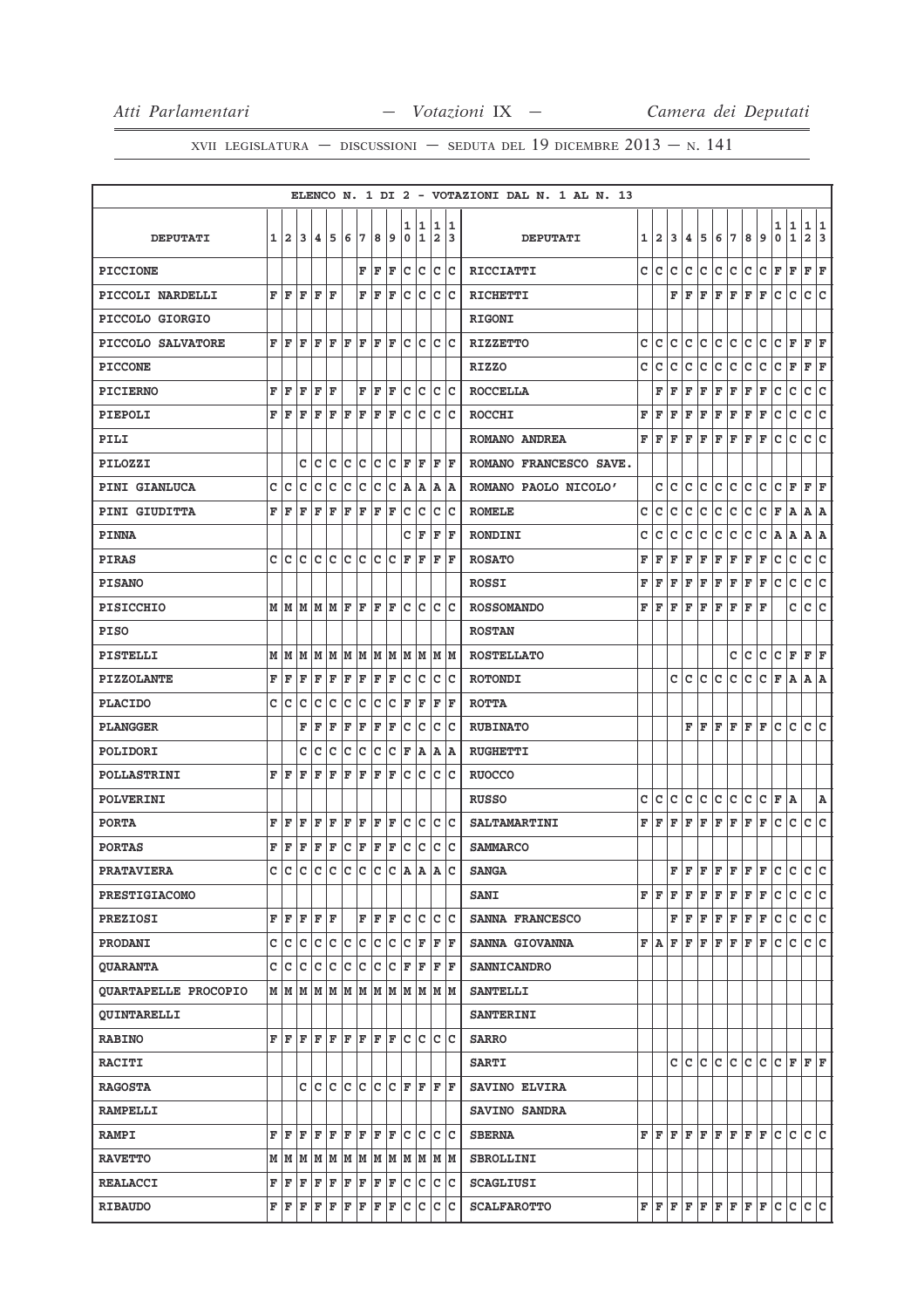XVII LEGISLATURA — DISCUSSIONI — SEDUTA DEL 19 DICEMBRE 2013 — N. 141

ELENCO N. 1 DI 2 - VOTAZIONI DAL N. 1 AL N. 13

| DEPUTATI | 1 | 2 | 3 | 4 | 5 | 6 | 7 | 8 | 9 | 10 | 11 | 12 | 13 | DEPUTATI | 1 | 2 | 3 | 4 | 5 | 6 | 7 | 8 | 9 | 10 | 11 | 12 | 13 |
|---|---|---|---|---|---|---|---|---|---|---|---|---|---|---|---|---|---|---|---|---|---|---|---|---|---|---|---|
| PICCIONE | | | | | | | F | F | F | C | C | C | C | RICCIATTI | C | C | C | C | C | C | C | C | C | F | F | F | F |
| PICCOLI NARDELLI | F | F | F | F | F | | F | F | F | C | C | C | C | RICHETTI | | | F | F | F | F | F | F | F | C | C | C | C |
| PICCOLO GIORGIO | | | | | | | | | | | | | | RIGONI | | | | | | | | | | | | | |
| PICCOLO SALVATORE | F | F | F | F | F | F | F | F | F | C | C | C | C | RIZZETTO | C | C | C | C | C | C | C | C | C | C | F | F | F |
| PICCONE | | | | | | | | | | | | | | RIZZO | C | C | C | C | C | C | C | C | C | C | F | F | F |
| PICIERNO | F | F | F | F | F | | F | F | F | C | C | C | C | ROCCELLA | | F | F | F | F | F | F | F | F | C | C | C | C |
| PIEPOLI | F | F | F | F | F | F | F | F | F | C | C | C | C | ROCCHI | F | F | F | F | F | F | F | F | F | C | C | C | C |
| PILI | | | | | | | | | | | | | | ROMANO ANDREA | F | F | F | F | F | F | F | F | F | C | C | C | C |
| PILOZZI | | | C | C | C | C | C | C | C | F | F | F | F | ROMANO FRANCESCO SAVE. | | | | | | | | | | | | | |
| PINI GIANLUCA | C | C | C | C | C | C | C | C | C | A | A | A | A | ROMANO PAOLO NICOLO' | | C | C | C | C | C | C | C | C | C | F | F | F |
| PINI GIUDITTA | F | F | F | F | F | F | F | F | F | C | C | C | C | ROMELE | C | C | C | C | C | C | C | C | C | F | A | A | A |
| PINNA | | | | | | | | | | C | F | F | F | RONDINI | C | C | C | C | C | C | C | C | C | A | A | A | A |
| PIRAS | C | C | C | C | C | C | C | C | C | F | F | F | F | ROSATO | F | F | F | F | F | F | F | F | F | C | C | C | C |
| PISANO | | | | | | | | | | | | | | ROSSI | F | F | F | F | F | F | F | F | F | C | C | C | C |
| PISICCHIO | M | M | M | M | M | F | F | F | F | C | C | C | C | ROSSOMANDO | F | F | F | F | F | F | F | F | F | | C | C | C |
| PISO | | | | | | | | | | | | | | ROSTAN | | | | | | | | | | | | | |
| PISTELLI | M | M | M | M | M | M | M | M | M | M | M | M | M | ROSTELLATO | | | | | | | C | C | C | C | F | F | F |
| PIZZOLANTE | F | F | F | F | F | F | F | F | F | C | C | C | C | ROTONDI | | | C | C | C | C | C | C | C | F | A | A | A |
| PLACIDO | C | C | C | C | C | C | C | C | C | F | F | F | F | ROTTA | | | | | | | | | | | | | |
| PLANGGER | | | F | F | F | F | F | F | F | C | C | C | C | RUBINATO | | | | F | F | F | F | F | F | C | C | C | C |
| POLIDORI | | | C | C | C | C | C | C | C | F | A | A | A | RUGHETTI | | | | | | | | | | | | | |
| POLLASTRINI | F | F | F | F | F | F | F | F | F | C | C | C | C | RUOCCO | | | | | | | | | | | | | |
| POLVERINI | | | | | | | | | | | | | | RUSSO | C | C | C | C | C | C | C | C | C | F | A | | A |
| PORTA | F | F | F | F | F | F | F | F | F | C | C | C | C | SALTAMARTINI | F | F | F | F | F | F | F | F | F | C | C | C | C |
| PORTAS | F | F | F | F | F | C | F | F | F | C | C | C | C | SAMMARCO | | | | | | | | | | | | | |
| PRATAVIERA | C | C | C | C | C | C | C | C | C | A | A | A | C | SANGA | | | F | F | F | F | F | F | F | C | C | C | C |
| PRESTIGIACOMO | | | | | | | | | | | | | | SANI | F | F | F | F | F | F | F | F | F | C | C | C | C |
| PREZIOSI | F | F | F | F | F | | F | F | F | C | C | C | C | SANNA FRANCESCO | | | F | F | F | F | F | F | F | C | C | C | C |
| PRODANI | C | C | C | C | C | C | C | C | C | C | F | F | F | SANNA GIOVANNA | F | A | F | F | F | F | F | F | F | C | C | C | C |
| QUARANTA | C | C | C | C | C | C | C | C | C | F | F | F | F | SANNICANDRO | | | | | | | | | | | | | |
| QUARTAPELLE PROCOPIO | M | M | M | M | M | M | M | M | M | M | M | M | M | SANTELLI | | | | | | | | | | | | | |
| QUINTARELLI | | | | | | | | | | | | | | SANTERINI | | | | | | | | | | | | | |
| RABINO | F | F | F | F | F | F | F | F | F | C | C | C | C | SARRO | | | | | | | | | | | | | |
| RACITI | | | | | | | | | | | | | | SARTI | | | C | C | C | C | C | C | C | C | F | F | F |
| RAGOSTA | | | C | C | C | C | C | C | C | F | F | F | F | SAVINO ELVIRA | | | | | | | | | | | | | |
| RAMPELLI | | | | | | | | | | | | | | SAVINO SANDRA | | | | | | | | | | | | | |
| RAMPI | F | F | F | F | F | F | F | F | F | C | C | C | C | SBERNA | F | F | F | F | F | F | F | F | F | C | C | C | C |
| RAVETTO | M | M | M | M | M | M | M | M | M | M | M | M | M | SBROLLINI | | | | | | | | | | | | | |
| REALACCI | F | F | F | F | F | F | F | F | F | C | C | C | C | SCAGLIUSI | | | | | | | | | | | | | |
| RIBAUDO | F | F | F | F | F | F | F | F | F | C | C | C | C | SCALFAROTTO | F | F | F | F | F | F | F | F | F | C | C | C | C |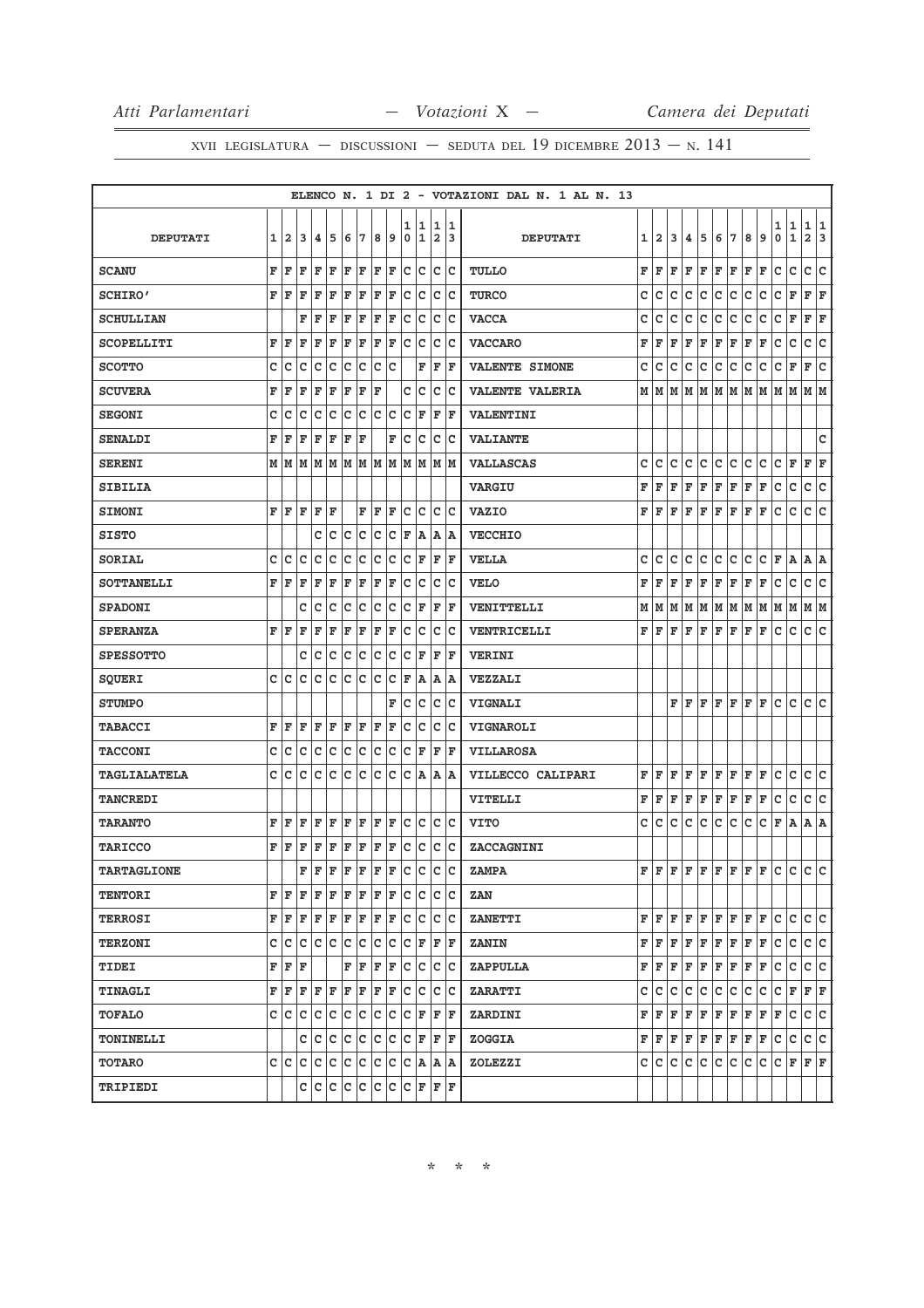XVII LEGISLATURA — DISCUSSIONI — SEDUTA DEL 19 DICEMBRE 2013 — N. 141

ELENCO N. 1 DI 2 - VOTAZIONI DAL N. 1 AL N. 13

| DEPUTATI | 1 | 2 | 3 | 4 | 5 | 6 | 7 | 8 | 9 | 10 | 11 | 12 | 13 | DEPUTATI | 1 | 2 | 3 | 4 | 5 | 6 | 7 | 8 | 9 | 10 | 11 | 12 | 13 |
|---|---|---|---|---|---|---|---|---|---|---|---|---|---|---|---|---|---|---|---|---|---|---|---|---|---|---|---|
| SCANU | F | F | F | F | F | F | F | F | F | C | C | C | C | TULLO | F | F | F | F | F | F | F | F | F | C | C | C | C |
| SCHIRO' | F | F | F | F | F | F | F | F | F | C | C | C | C | TURCO | C | C | C | C | C | C | C | C | C | C | F | F | F |
| SCHULLIAN | | | F | F | F | F | F | F | F | C | C | C | C | VACCA | C | C | C | C | C | C | C | C | C | C | F | F | F |
| SCOPELLITI | F | F | F | F | F | F | F | F | F | C | C | C | C | VACCARO | F | F | F | F | F | F | F | F | F | C | C | C | C |
| SCOTTO | C | C | C | C | C | C | C | C | C | | F | F | F | VALENTE SIMONE | C | C | C | C | C | C | C | C | C | C | F | F | C |
| SCUVERA | F | F | F | F | F | F | F | F | | C | C | C | C | VALENTE VALERIA | M | M | M | M | M | M | M | M | M | M | M | M | M |
| SEGONI | C | C | C | C | C | C | C | C | C | C | F | F | F | VALENTINI | | | | | | | | | | | | | |
| SENALDI | F | F | F | F | F | F | F | | F | C | C | C | C | VALIANTE | | | | | | | | | | | | | C |
| SERENI | M | M | M | M | M | M | M | M | M | M | M | M | M | VALLASCAS | C | C | C | C | C | C | C | C | C | C | F | F | F |
| SIBILIA | | | | | | | | | | | | | | VARGIU | F | F | F | F | F | F | F | F | F | C | C | C | C |
| SIMONI | F | F | F | F | F | | F | F | F | C | C | C | C | VAZIO | F | F | F | F | F | F | F | F | F | C | C | C | C |
| SISTO | | | | C | C | C | C | C | C | F | A | A | A | VECCHIO | | | | | | | | | | | | | |
| SORIAL | C | C | C | C | C | C | C | C | C | C | F | F | F | VELLA | C | C | C | C | C | C | C | C | C | F | A | A | A |
| SOTTANELLI | F | F | F | F | F | F | F | F | F | C | C | C | C | VELO | F | F | F | F | F | F | F | F | F | C | C | C | C |
| SPADONI | | | C | C | C | C | C | C | C | C | F | F | F | VENITTELLI | M | M | M | M | M | M | M | M | M | M | M | M | M |
| SPERANZA | F | F | F | F | F | F | F | F | F | C | C | C | C | VENTRICELLI | F | F | F | F | F | F | F | F | F | C | C | C | C |
| SPESSOTTO | | | C | C | C | C | C | C | C | C | F | F | F | VERINI | | | | | | | | | | | | | |
| SQUERI | C | C | C | C | C | C | C | C | C | F | A | A | A | VEZZALI | | | | | | | | | | | | | |
| STUMPO | | | | | | | | | F | C | C | C | C | VIGNALI | | | F | F | F | F | F | F | F | C | C | C | C |
| TABACCI | F | F | F | F | F | F | F | F | F | C | C | C | C | VIGNAROLI | | | | | | | | | | | | | |
| TACCONI | C | C | C | C | C | C | C | C | C | C | F | F | F | VILLAROSA | | | | | | | | | | | | | |
| TAGLIALATELA | C | C | C | C | C | C | C | C | C | C | A | A | A | VILLECCO CALIPARI | F | F | F | F | F | F | F | F | F | C | C | C | C |
| TANCREDI | | | | | | | | | | | | | | VITELLI | F | F | F | F | F | F | F | F | F | C | C | C | C |
| TARANTO | F | F | F | F | F | F | F | F | F | C | C | C | C | VITO | C | C | C | C | C | C | C | C | C | F | A | A | A |
| TARICCO | F | F | F | F | F | F | F | F | F | C | C | C | C | ZACCAGNINI | | | | | | | | | | | | | |
| TARTAGLIONE | | | F | F | F | F | F | F | F | C | C | C | C | ZAMPA | F | F | F | F | F | F | F | F | F | C | C | C | C |
| TENTORI | F | F | F | F | F | F | F | F | F | C | C | C | C | ZAN | | | | | | | | | | | | | |
| TERROSI | F | F | F | F | F | F | F | F | F | C | C | C | C | ZANETTI | F | F | F | F | F | F | F | F | F | C | C | C | C |
| TERZONI | C | C | C | C | C | C | C | C | C | C | F | F | F | ZANIN | F | F | F | F | F | F | F | F | F | C | C | C | C |
| TIDEI | F | F | F | | | F | F | F | F | C | C | C | C | ZAPPULLA | F | F | F | F | F | F | F | F | F | C | C | C | C |
| TINAGLI | F | F | F | F | F | F | F | F | F | C | C | C | C | ZARATTI | C | C | C | C | C | C | C | C | C | C | F | F | F |
| TOFALO | C | C | C | C | C | C | C | C | C | C | F | F | F | ZARDINI | F | F | F | F | F | F | F | F | F | F | C | C | C |
| TONINELLI | | | C | C | C | C | C | C | C | C | F | F | F | ZOGGIA | F | F | F | F | F | F | F | F | F | C | C | C | C |
| TOTARO | C | C | C | C | C | C | C | C | C | C | A | A | A | ZOLEZZI | C | C | C | C | C | C | C | C | C | C | F | F | F |
| TRIPIEDI | | | C | C | C | C | C | C | C | C | F | F | F | | | | | | | | | | | | | | |

\* \* \*